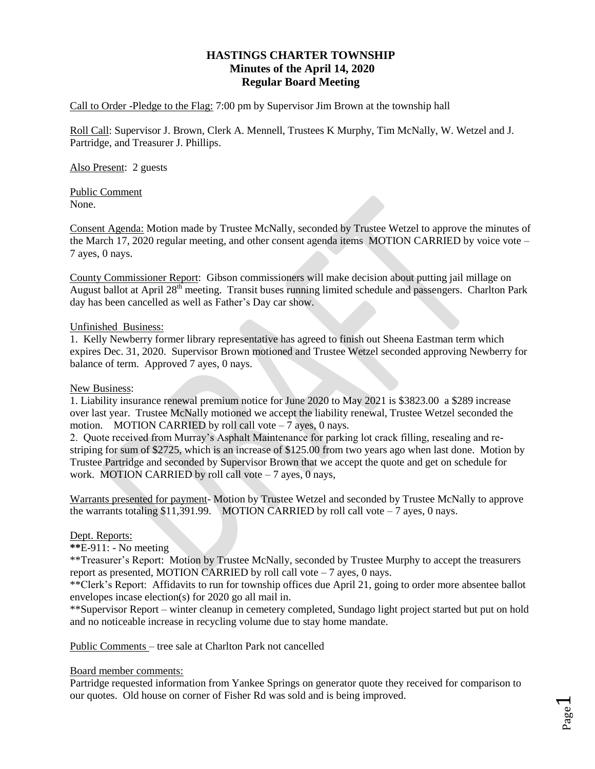# HASTINGS CHARTER TOWNSHIP
## Minutes of the April 14, 2020
## Regular Board Meeting

Call to Order -Pledge to the Flag: 7:00 pm by Supervisor Jim Brown at the township hall

Roll Call: Supervisor J. Brown, Clerk A. Mennell, Trustees K Murphy, Tim McNally, W. Wetzel and J. Partridge, and Treasurer J. Phillips.

Also Present: 2 guests

Public Comment
None.

Consent Agenda: Motion made by Trustee McNally, seconded by Trustee Wetzel to approve the minutes of the March 17, 2020 regular meeting, and other consent agenda items MOTION CARRIED by voice vote – 7 ayes, 0 nays.

County Commissioner Report: Gibson commissioners will make decision about putting jail millage on August ballot at April 28th meeting. Transit buses running limited schedule and passengers. Charlton Park day has been cancelled as well as Father's Day car show.

Unfinished Business:

1. Kelly Newberry former library representative has agreed to finish out Sheena Eastman term which expires Dec. 31, 2020. Supervisor Brown motioned and Trustee Wetzel seconded approving Newberry for balance of term. Approved 7 ayes, 0 nays.

New Business:

1. Liability insurance renewal premium notice for June 2020 to May 2021 is $3823.00 a $289 increase over last year. Trustee McNally motioned we accept the liability renewal, Trustee Wetzel seconded the motion. MOTION CARRIED by roll call vote – 7 ayes, 0 nays.
2. Quote received from Murray's Asphalt Maintenance for parking lot crack filling, resealing and re-striping for sum of $2725, which is an increase of $125.00 from two years ago when last done. Motion by Trustee Partridge and seconded by Supervisor Brown that we accept the quote and get on schedule for work. MOTION CARRIED by roll call vote – 7 ayes, 0 nays,

Warrants presented for payment- Motion by Trustee Wetzel and seconded by Trustee McNally to approve the warrants totaling $11,391.99. MOTION CARRIED by roll call vote – 7 ayes, 0 nays.

Dept. Reports:

**E-911: - No meeting

**Treasurer's Report: Motion by Trustee McNally, seconded by Trustee Murphy to accept the treasurers report as presented, MOTION CARRIED by roll call vote – 7 ayes, 0 nays.

**Clerk's Report: Affidavits to run for township offices due April 21, going to order more absentee ballot envelopes incase election(s) for 2020 go all mail in.

**Supervisor Report – winter cleanup in cemetery completed, Sundago light project started but put on hold and no noticeable increase in recycling volume due to stay home mandate.

Public Comments – tree sale at Charlton Park not cancelled

Board member comments:

Partridge requested information from Yankee Springs on generator quote they received for comparison to our quotes. Old house on corner of Fisher Rd was sold and is being improved.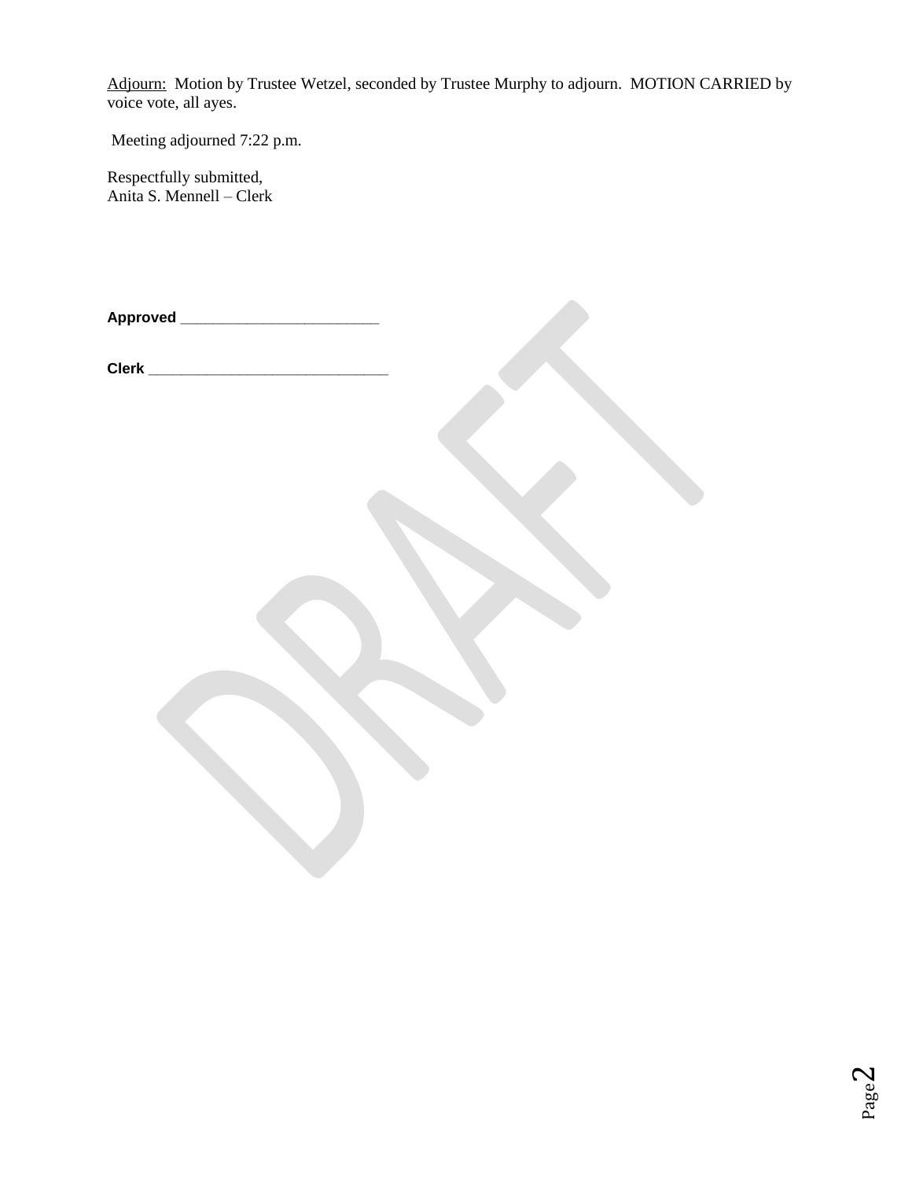Adjourn: Motion by Trustee Wetzel, seconded by Trustee Murphy to adjourn. MOTION CARRIED by voice vote, all ayes.

Meeting adjourned 7:22 p.m.

Respectfully submitted,
Anita S. Mennell – Clerk

**Approved** ________________________

**Clerk** ______________________________